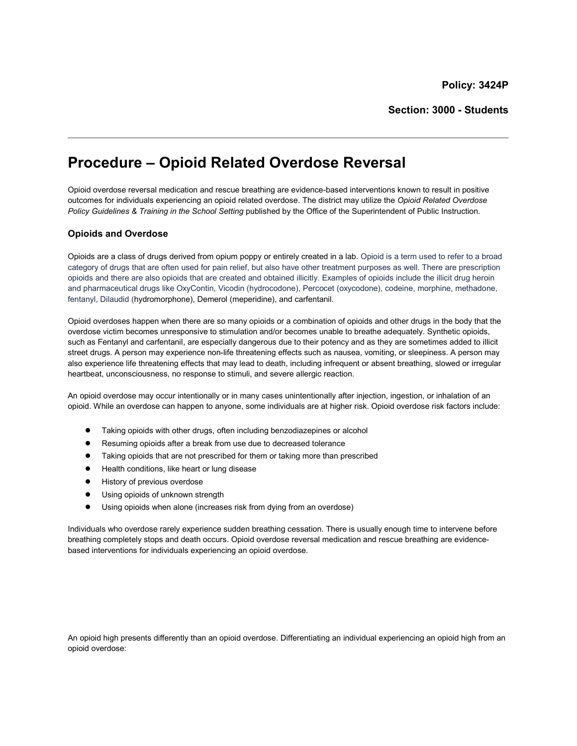**Policy: 3424P**

**Section: 3000 - Students**

---

# Procedure – Opioid Related Overdose Reversal

Opioid overdose reversal medication and rescue breathing are evidence-based interventions known to result in positive outcomes for individuals experiencing an opioid related overdose. The district may utilize the *Opioid Related Overdose Policy Guidelines & Training in the School Setting* published by the Office of the Superintendent of Public Instruction.

### Opioids and Overdose

Opioids are a class of drugs derived from opium poppy or entirely created in a lab. Opioid is a term used to refer to a broad category of drugs that are often used for pain relief, but also have other treatment purposes as well. There are prescription opioids and there are also opioids that are created and obtained illicitly. Examples of opioids include the illicit drug heroin and pharmaceutical drugs like OxyContin, Vicodin (hydrocodone), Percocet (oxycodone), codeine, morphine, methadone, fentanyl, Dilaudid (hydromorphone), Demerol (meperidine), and carfentanil.

Opioid overdoses happen when there are so many opioids or a combination of opioids and other drugs in the body that the overdose victim becomes unresponsive to stimulation and/or becomes unable to breathe adequately. Synthetic opioids, such as Fentanyl and carfentanil, are especially dangerous due to their potency and as they are sometimes added to illicit street drugs. A person may experience non-life threatening effects such as nausea, vomiting, or sleepiness. A person may also experience life threatening effects that may lead to death, including infrequent or absent breathing, slowed or irregular heartbeat, unconsciousness, no response to stimuli, and severe allergic reaction.

An opioid overdose may occur intentionally or in many cases unintentionally after injection, ingestion, or inhalation of an opioid. While an overdose can happen to anyone, some individuals are at higher risk. Opioid overdose risk factors include:

- Taking opioids with other drugs, often including benzodiazepines or alcohol
- Resuming opioids after a break from use due to decreased tolerance
- Taking opioids that are not prescribed for them or taking more than prescribed
- Health conditions, like heart or lung disease
- History of previous overdose
- Using opioids of unknown strength
- Using opioids when alone (increases risk from dying from an overdose)

Individuals who overdose rarely experience sudden breathing cessation. There is usually enough time to intervene before breathing completely stops and death occurs. Opioid overdose reversal medication and rescue breathing are evidence-based interventions for individuals experiencing an opioid overdose.

An opioid high presents differently than an opioid overdose. Differentiating an individual experiencing an opioid high from an opioid overdose: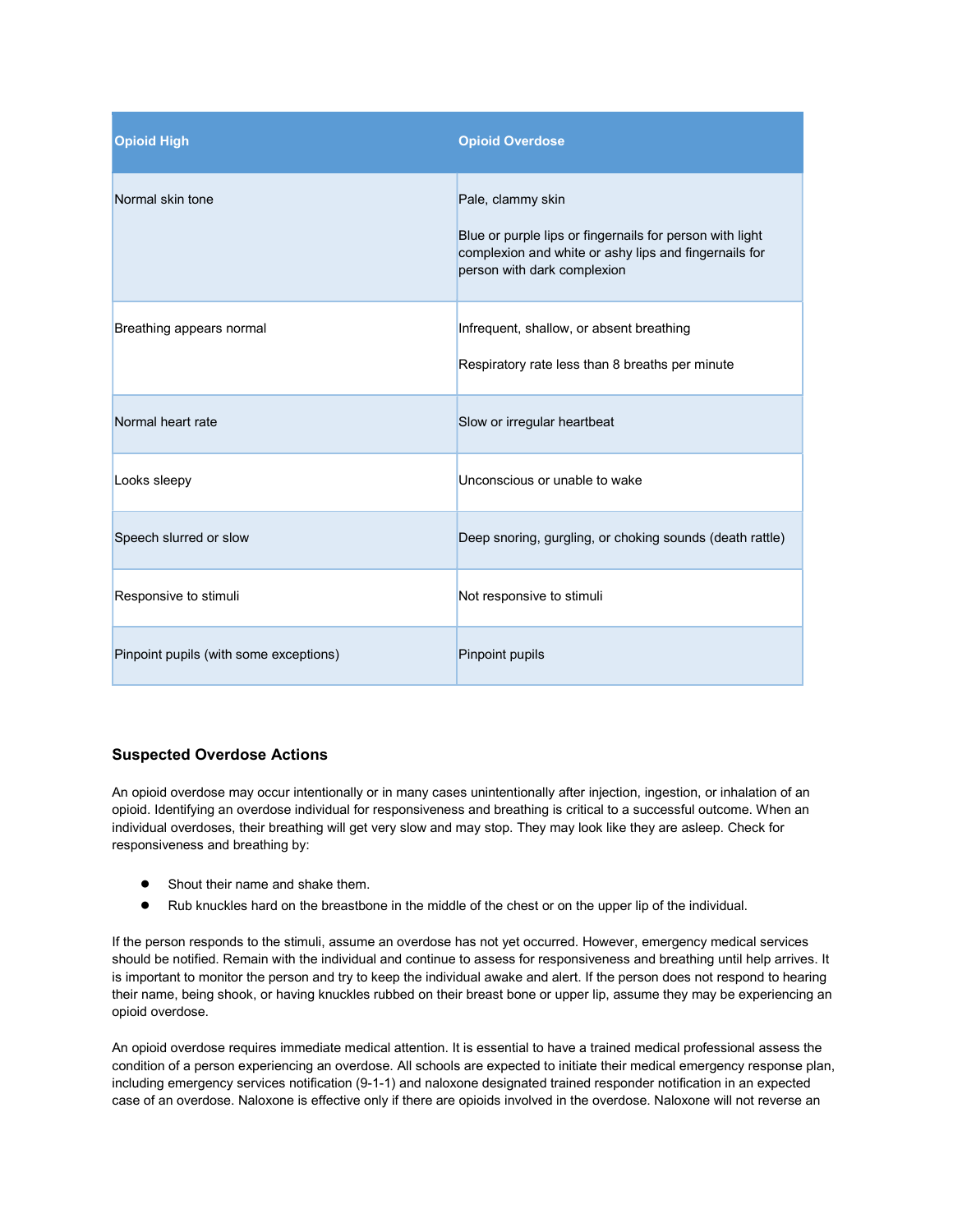| Opioid High | Opioid Overdose |
|---|---|
| Normal skin tone | Pale, clammy skin<br><br>Blue or purple lips or fingernails for person with light complexion and white or ashy lips and fingernails for person with dark complexion |
| Breathing appears normal | Infrequent, shallow, or absent breathing<br><br>Respiratory rate less than 8 breaths per minute |
| Normal heart rate | Slow or irregular heartbeat |
| Looks sleepy | Unconscious or unable to wake |
| Speech slurred or slow | Deep snoring, gurgling, or choking sounds (death rattle) |
| Responsive to stimuli | Not responsive to stimuli |
| Pinpoint pupils (with some exceptions) | Pinpoint pupils |

### Suspected Overdose Actions

An opioid overdose may occur intentionally or in many cases unintentionally after injection, ingestion, or inhalation of an opioid. Identifying an overdose individual for responsiveness and breathing is critical to a successful outcome. When an individual overdoses, their breathing will get very slow and may stop. They may look like they are asleep. Check for responsiveness and breathing by:

- Shout their name and shake them.
- Rub knuckles hard on the breastbone in the middle of the chest or on the upper lip of the individual.

If the person responds to the stimuli, assume an overdose has not yet occurred. However, emergency medical services should be notified. Remain with the individual and continue to assess for responsiveness and breathing until help arrives. It is important to monitor the person and try to keep the individual awake and alert. If the person does not respond to hearing their name, being shook, or having knuckles rubbed on their breast bone or upper lip, assume they may be experiencing an opioid overdose.

An opioid overdose requires immediate medical attention. It is essential to have a trained medical professional assess the condition of a person experiencing an overdose. All schools are expected to initiate their medical emergency response plan, including emergency services notification (9-1-1) and naloxone designated trained responder notification in an expected case of an overdose. Naloxone is effective only if there are opioids involved in the overdose. Naloxone will not reverse an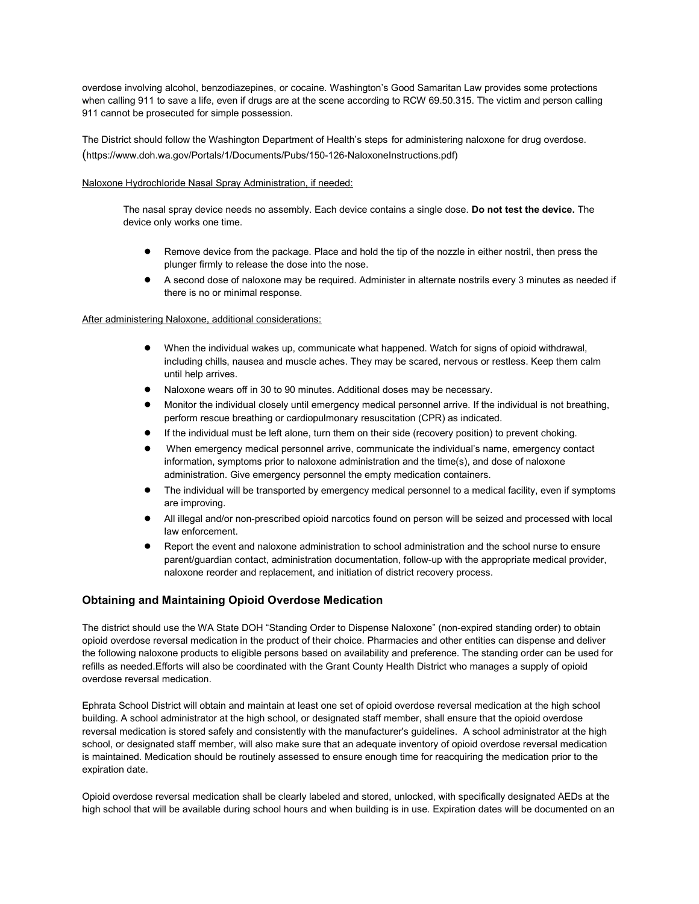overdose involving alcohol, benzodiazepines, or cocaine. Washington's Good Samaritan Law provides some protections when calling 911 to save a life, even if drugs are at the scene according to RCW 69.50.315. The victim and person calling 911 cannot be prosecuted for simple possession.

The District should follow the Washington Department of Health's steps for administering naloxone for drug overdose. (https://www.doh.wa.gov/Portals/1/Documents/Pubs/150-126-NaloxoneInstructions.pdf)

<u>Naloxone Hydrochloride Nasal Spray Administration, if needed:</u>

The nasal spray device needs no assembly. Each device contains a single dose. **Do not test the device.** The device only works one time.

- Remove device from the package. Place and hold the tip of the nozzle in either nostril, then press the plunger firmly to release the dose into the nose.
- A second dose of naloxone may be required. Administer in alternate nostrils every 3 minutes as needed if there is no or minimal response.

<u>After administering Naloxone, additional considerations:</u>

- When the individual wakes up, communicate what happened. Watch for signs of opioid withdrawal, including chills, nausea and muscle aches. They may be scared, nervous or restless. Keep them calm until help arrives.
- Naloxone wears off in 30 to 90 minutes. Additional doses may be necessary.
- Monitor the individual closely until emergency medical personnel arrive. If the individual is not breathing, perform rescue breathing or cardiopulmonary resuscitation (CPR) as indicated.
- If the individual must be left alone, turn them on their side (recovery position) to prevent choking.
- When emergency medical personnel arrive, communicate the individual's name, emergency contact information, symptoms prior to naloxone administration and the time(s), and dose of naloxone administration. Give emergency personnel the empty medication containers.
- The individual will be transported by emergency medical personnel to a medical facility, even if symptoms are improving.
- All illegal and/or non-prescribed opioid narcotics found on person will be seized and processed with local law enforcement.
- Report the event and naloxone administration to school administration and the school nurse to ensure parent/guardian contact, administration documentation, follow-up with the appropriate medical provider, naloxone reorder and replacement, and initiation of district recovery process.

### Obtaining and Maintaining Opioid Overdose Medication

The district should use the WA State DOH "Standing Order to Dispense Naloxone" (non-expired standing order) to obtain opioid overdose reversal medication in the product of their choice. Pharmacies and other entities can dispense and deliver the following naloxone products to eligible persons based on availability and preference. The standing order can be used for refills as needed.Efforts will also be coordinated with the Grant County Health District who manages a supply of opioid overdose reversal medication.

Ephrata School District will obtain and maintain at least one set of opioid overdose reversal medication at the high school building. A school administrator at the high school, or designated staff member, shall ensure that the opioid overdose reversal medication is stored safely and consistently with the manufacturer's guidelines. A school administrator at the high school, or designated staff member, will also make sure that an adequate inventory of opioid overdose reversal medication is maintained. Medication should be routinely assessed to ensure enough time for reacquiring the medication prior to the expiration date.

Opioid overdose reversal medication shall be clearly labeled and stored, unlocked, with specifically designated AEDs at the high school that will be available during school hours and when building is in use. Expiration dates will be documented on an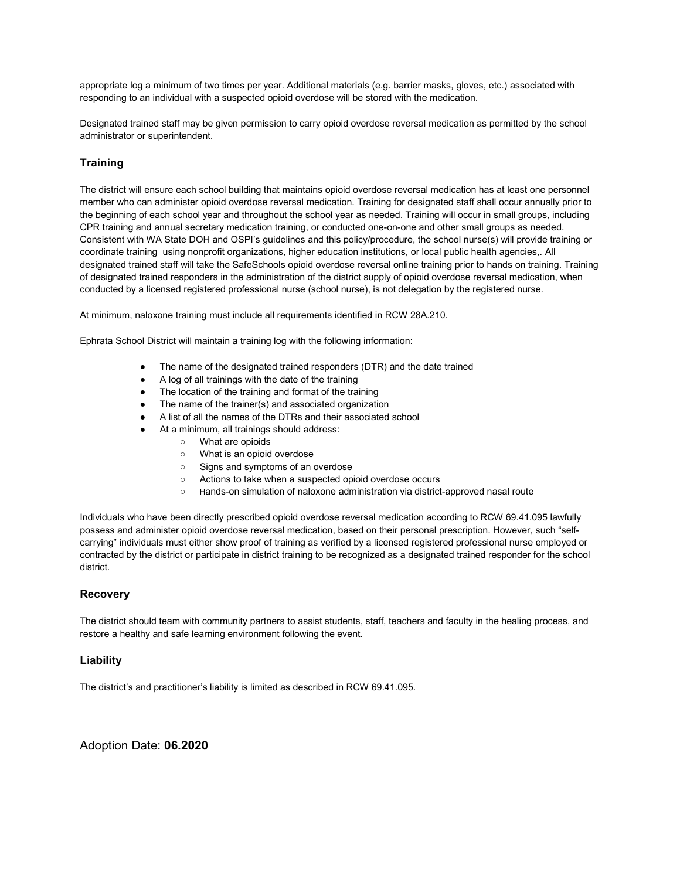appropriate log a minimum of two times per year. Additional materials (e.g. barrier masks, gloves, etc.) associated with responding to an individual with a suspected opioid overdose will be stored with the medication.

Designated trained staff may be given permission to carry opioid overdose reversal medication as permitted by the school administrator or superintendent.

## Training

The district will ensure each school building that maintains opioid overdose reversal medication has at least one personnel member who can administer opioid overdose reversal medication. Training for designated staff shall occur annually prior to the beginning of each school year and throughout the school year as needed. Training will occur in small groups, including CPR training and annual secretary medication training, or conducted one-on-one and other small groups as needed. Consistent with WA State DOH and OSPI's guidelines and this policy/procedure, the school nurse(s) will provide training or coordinate training using nonprofit organizations, higher education institutions, or local public health agencies,. All designated trained staff will take the SafeSchools opioid overdose reversal online training prior to hands on training. Training of designated trained responders in the administration of the district supply of opioid overdose reversal medication, when conducted by a licensed registered professional nurse (school nurse), is not delegation by the registered nurse.

At minimum, naloxone training must include all requirements identified in RCW 28A.210.

Ephrata School District will maintain a training log with the following information:

- The name of the designated trained responders (DTR) and the date trained
- A log of all trainings with the date of the training
- The location of the training and format of the training
- The name of the trainer(s) and associated organization
- A list of all the names of the DTRs and their associated school
- At a minimum, all trainings should address:
  - What are opioids
  - What is an opioid overdose
  - Signs and symptoms of an overdose
  - Actions to take when a suspected opioid overdose occurs
  - Hands-on simulation of naloxone administration via district-approved nasal route

Individuals who have been directly prescribed opioid overdose reversal medication according to RCW 69.41.095 lawfully possess and administer opioid overdose reversal medication, based on their personal prescription. However, such "self-carrying" individuals must either show proof of training as verified by a licensed registered professional nurse employed or contracted by the district or participate in district training to be recognized as a designated trained responder for the school district.

## Recovery

The district should team with community partners to assist students, staff, teachers and faculty in the healing process, and restore a healthy and safe learning environment following the event.

## Liability

The district's and practitioner's liability is limited as described in RCW 69.41.095.

Adoption Date: **06.2020**